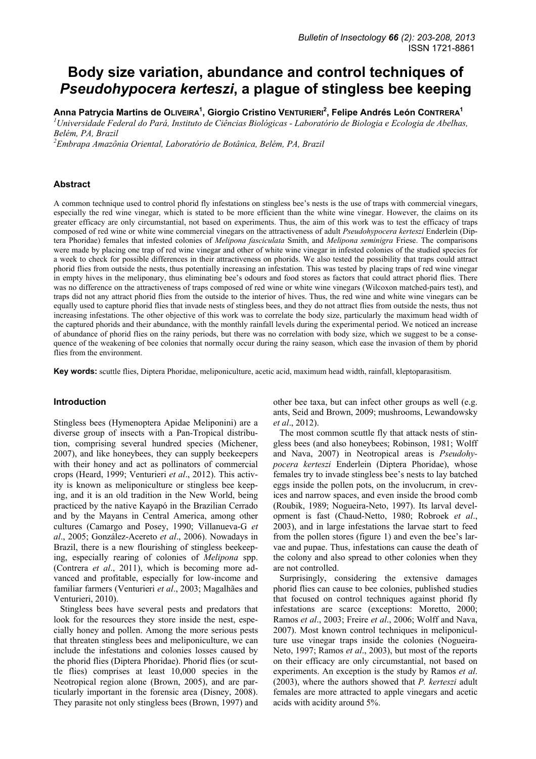# Body size variation, abundance and control techniques of *Pseudohypocera kerteszi*, a plague of stingless bee keeping

**Anna Patrycia Martins de Oliveira[1], Giorgio Cristino Venturieri[2], Felipe Andrés León Contrera[1]**

[1]*Universidade Federal do Pará, Instituto de Ciências Biológicas - Laboratório de Biologia e Ecologia de Abelhas, Belém, PA, Brazil*

[2]*Embrapa Amazônia Oriental, Laboratório de Botânica, Belém, PA, Brazil*

## Abstract

A common technique used to control phorid fly infestations on stingless bee's nests is the use of traps with commercial vinegars, especially the red wine vinegar, which is stated to be more efficient than the white wine vinegar. However, the claims on its greater efficacy are only circumstantial, not based on experiments. Thus, the aim of this work was to test the efficacy of traps composed of red wine or white wine commercial vinegars on the attractiveness of adult *Pseudohypocera kerteszi* Enderlein (Diptera Phoridae) females that infested colonies of *Melipona fasciculata* Smith, and *Melipona seminigra* Friese. The comparisons were made by placing one trap of red wine vinegar and other of white wine vinegar in infested colonies of the studied species for a week to check for possible differences in their attractiveness on phorids. We also tested the possibility that traps could attract phorid flies from outside the nests, thus potentially increasing an infestation. This was tested by placing traps of red wine vinegar in empty hives in the meliponary, thus eliminating bee's odours and food stores as factors that could attract phorid flies. There was no difference on the attractiveness of traps composed of red wine or white wine vinegars (Wilcoxon matched-pairs test), and traps did not any attract phorid flies from the outside to the interior of hives. Thus, the red wine and white wine vinegars can be equally used to capture phorid flies that invade nests of stingless bees, and they do not attract flies from outside the nests, thus not increasing infestations. The other objective of this work was to correlate the body size, particularly the maximum head width of the captured phorids and their abundance, with the monthly rainfall levels during the experimental period. We noticed an increase of abundance of phorid flies on the rainy periods, but there was no correlation with body size, which we suggest to be a consequence of the weakening of bee colonies that normally occur during the rainy season, which ease the invasion of them by phorid flies from the environment.

**Key words:** scuttle flies, Diptera Phoridae, meliponiculture, acetic acid, maximum head width, rainfall, kleptoparasitism.

## Introduction

Stingless bees (Hymenoptera Apidae Meliponini) are a diverse group of insects with a Pan-Tropical distribution, comprising several hundred species (Michener, 2007), and like honeybees, they can supply beekeepers with their honey and act as pollinators of commercial crops (Heard, 1999; Venturieri *et al*., 2012). This activity is known as meliponiculture or stingless bee keeping, and it is an old tradition in the New World, being practiced by the native Kayapó in the Brazilian Cerrado and by the Mayans in Central America, among other cultures (Camargo and Posey, 1990; Villanueva-G *et al*., 2005; González-Acereto *et al*., 2006). Nowadays in Brazil, there is a new flourishing of stingless beekeeping, especially rearing of colonies of *Melipona* spp. (Contrera *et al*., 2011), which is becoming more advanced and profitable, especially for low-income and familiar farmers (Venturieri *et al*., 2003; Magalhães and Venturieri, 2010).

Stingless bees have several pests and predators that look for the resources they store inside the nest, especially honey and pollen. Among the more serious pests that threaten stingless bees and meliponiculture, we can include the infestations and colonies losses caused by the phorid flies (Diptera Phoridae). Phorid flies (or scuttle flies) comprises at least 10,000 species in the Neotropical region alone (Brown, 2005), and are particularly important in the forensic area (Disney, 2008). They parasite not only stingless bees (Brown, 1997) and other bee taxa, but can infect other groups as well (e.g. ants, Seid and Brown, 2009; mushrooms, Lewandowsky *et al*., 2012).

The most common scuttle fly that attack nests of stingless bees (and also honeybees; Robinson, 1981; Wolff and Nava, 2007) in Neotropical areas is *Pseudohypocera kerteszi* Enderlein (Diptera Phoridae), whose females try to invade stingless bee's nests to lay batched eggs inside the pollen pots, on the involucrum, in crevices and narrow spaces, and even inside the brood comb (Roubik, 1989; Nogueira-Neto, 1997). Its larval development is fast (Chaud-Netto, 1980; Robroek *et al*., 2003), and in large infestations the larvae start to feed from the pollen stores (figure 1) and even the bee's larvae and pupae. Thus, infestations can cause the death of the colony and also spread to other colonies when they are not controlled.

Surprisingly, considering the extensive damages phorid flies can cause to bee colonies, published studies that focused on control techniques against phorid fly infestations are scarce (exceptions: Moretto, 2000; Ramos *et al*., 2003; Freire *et al*., 2006; Wolff and Nava, 2007). Most known control techniques in meliponiculture use vinegar traps inside the colonies (Nogueira-Neto, 1997; Ramos *et al*., 2003), but most of the reports on their efficacy are only circumstantial, not based on experiments. An exception is the study by Ramos *et al*. (2003), where the authors showed that *P. kerteszi* adult females are more attracted to apple vinegars and acetic acids with acidity around 5%.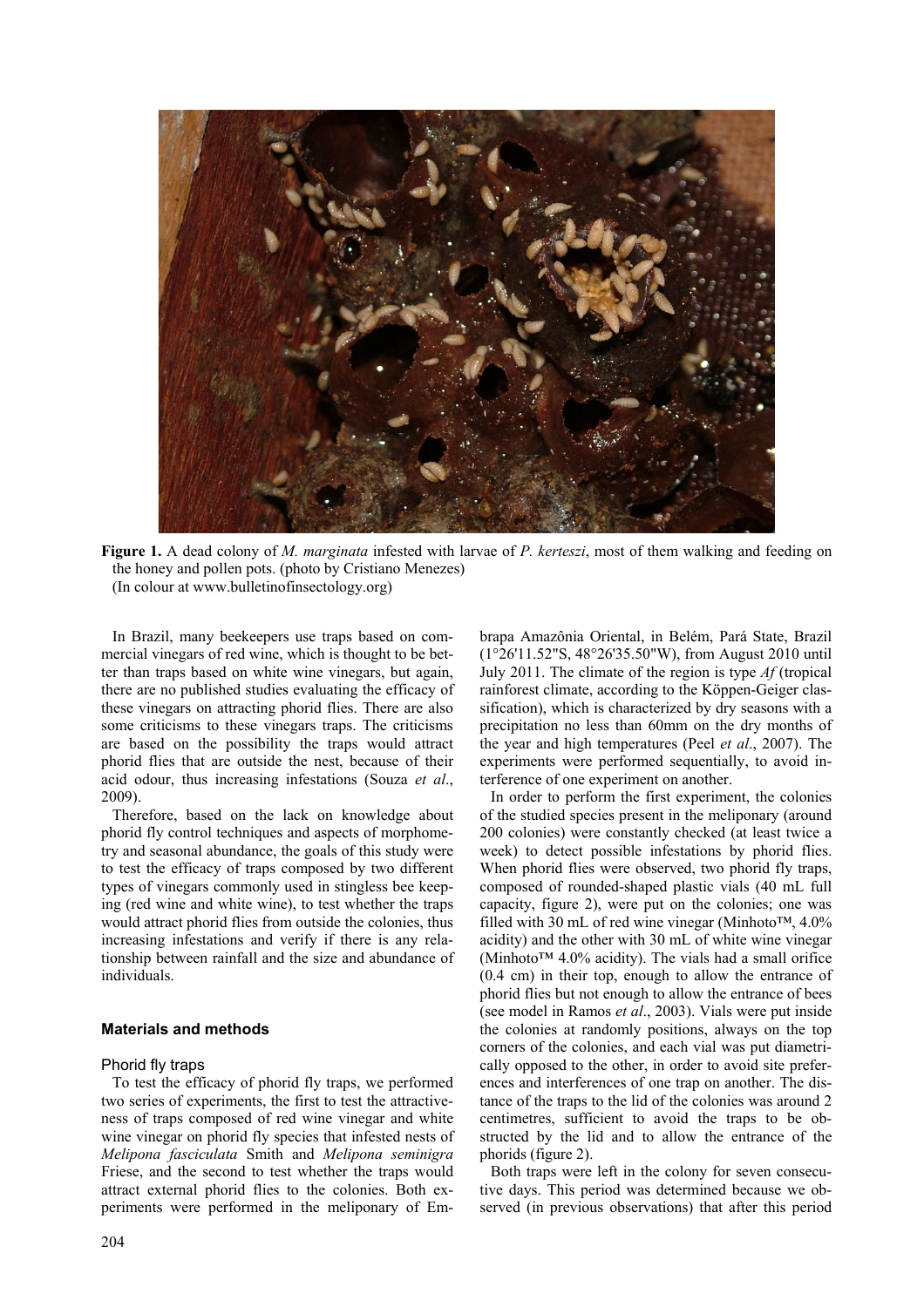**Figure 1.** A dead colony of *M. marginata* infested with larvae of *P. kerteszi*, most of them walking and feeding on the honey and pollen pots. (photo by Cristiano Menezes)
(In colour at www.bulletinofinsectology.org)

In Brazil, many beekeepers use traps based on commercial vinegars of red wine, which is thought to be better than traps based on white wine vinegars, but again, there are no published studies evaluating the efficacy of these vinegars on attracting phorid flies. There are also some criticisms to these vinegars traps. The criticisms are based on the possibility the traps would attract phorid flies that are outside the nest, because of their acid odour, thus increasing infestations (Souza *et al*., 2009).

Therefore, based on the lack on knowledge about phorid fly control techniques and aspects of morphometry and seasonal abundance, the goals of this study were to test the efficacy of traps composed by two different types of vinegars commonly used in stingless bee keeping (red wine and white wine), to test whether the traps would attract phorid flies from outside the colonies, thus increasing infestations and verify if there is any relationship between rainfall and the size and abundance of individuals.

## Materials and methods

### Phorid fly traps

To test the efficacy of phorid fly traps, we performed two series of experiments, the first to test the attractiveness of traps composed of red wine vinegar and white wine vinegar on phorid fly species that infested nests of *Melipona fasciculata* Smith and *Melipona seminigra* Friese, and the second to test whether the traps would attract external phorid flies to the colonies. Both experiments were performed in the meliponary of Embrapa Amazônia Oriental, in Belém, Pará State, Brazil (1°26'11.52"S, 48°26'35.50"W), from August 2010 until July 2011. The climate of the region is type *Af* (tropical rainforest climate, according to the Köppen-Geiger classification), which is characterized by dry seasons with a precipitation no less than 60mm on the dry months of the year and high temperatures (Peel *et al*., 2007). The experiments were performed sequentially, to avoid interference of one experiment on another.

In order to perform the first experiment, the colonies of the studied species present in the meliponary (around 200 colonies) were constantly checked (at least twice a week) to detect possible infestations by phorid flies. When phorid flies were observed, two phorid fly traps, composed of rounded-shaped plastic vials (40 mL full capacity, figure 2), were put on the colonies; one was filled with 30 mL of red wine vinegar (Minhoto™, 4.0% acidity) and the other with 30 mL of white wine vinegar (Minhoto™ 4.0% acidity). The vials had a small orifice (0.4 cm) in their top, enough to allow the entrance of phorid flies but not enough to allow the entrance of bees (see model in Ramos *et al*., 2003). Vials were put inside the colonies at randomly positions, always on the top corners of the colonies, and each vial was put diametrically opposed to the other, in order to avoid site preferences and interferences of one trap on another. The distance of the traps to the lid of the colonies was around 2 centimetres, sufficient to avoid the traps to be obstructed by the lid and to allow the entrance of the phorids (figure 2).

Both traps were left in the colony for seven consecutive days. This period was determined because we observed (in previous observations) that after this period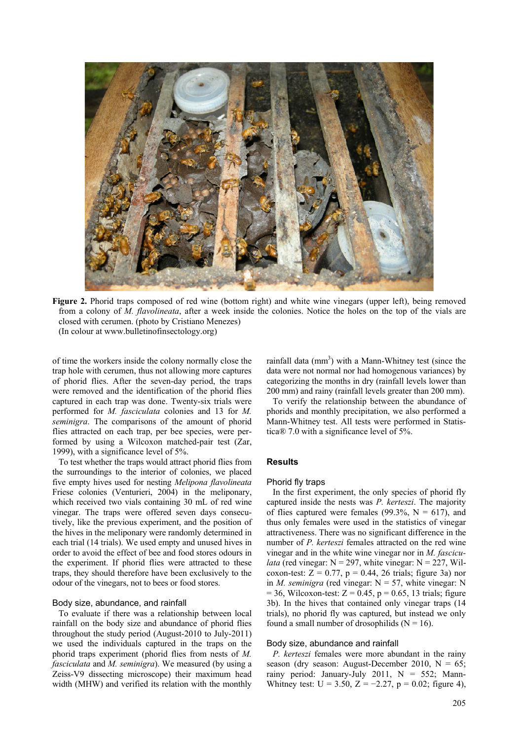**Figure 2.** Phorid traps composed of red wine (bottom right) and white wine vinegars (upper left), being removed from a colony of *M. flavolineata*, after a week inside the colonies. Notice the holes on the top of the vials are closed with cerumen. (photo by Cristiano Menezes)
(In colour at www.bulletinofinsectology.org)

of time the workers inside the colony normally close the trap hole with cerumen, thus not allowing more captures of phorid flies. After the seven-day period, the traps were removed and the identification of the phorid flies captured in each trap was done. Twenty-six trials were performed for *M. fasciculata* colonies and 13 for *M. seminigra*. The comparisons of the amount of phorid flies attracted on each trap, per bee species, were performed by using a Wilcoxon matched-pair test (Zar, 1999), with a significance level of 5%.

To test whether the traps would attract phorid flies from the surroundings to the interior of colonies, we placed five empty hives used for nesting *Melipona flavolineata* Friese colonies (Venturieri, 2004) in the meliponary, which received two vials containing 30 mL of red wine vinegar. The traps were offered seven days consecutively, like the previous experiment, and the position of the hives in the meliponary were randomly determined in each trial (14 trials). We used empty and unused hives in order to avoid the effect of bee and food stores odours in the experiment. If phorid flies were attracted to these traps, they should therefore have been exclusively to the odour of the vinegars, not to bees or food stores.

### Body size, abundance, and rainfall

To evaluate if there was a relationship between local rainfall on the body size and abundance of phorid flies throughout the study period (August-2010 to July-2011) we used the individuals captured in the traps on the phorid traps experiment (phorid flies from nests of *M. fasciculata* and *M. seminigra*). We measured (by using a Zeiss-V9 dissecting microscope) their maximum head width (MHW) and verified its relation with the monthly rainfall data ($mm^3$) with a Mann-Whitney test (since the data were not normal nor had homogenous variances) by categorizing the months in dry (rainfall levels lower than 200 mm) and rainy (rainfall levels greater than 200 mm).

To verify the relationship between the abundance of phorids and monthly precipitation, we also performed a Mann-Whitney test. All tests were performed in Statistica® 7.0 with a significance level of 5%.

## Results

### Phorid fly traps

In the first experiment, the only species of phorid fly captured inside the nests was *P. kerteszi*. The majority of flies captured were females (99.3%, $N = 617$), and thus only females were used in the statistics of vinegar attractiveness. There was no significant difference in the number of *P. kerteszi* females attracted on the red wine vinegar and in the white wine vinegar nor in *M. fasciculata* (red vinegar: $N = 297$, white vinegar: $N = 227$, Wilcoxon-test: $Z = 0.77$, $p = 0.44$, 26 trials; figure 3a) nor in *M. seminigra* (red vinegar: $N = 57$, white vinegar: $N = 36$, Wilcoxon-test: $Z = 0.45$, $p = 0.65$, 13 trials; figure 3b). In the hives that contained only vinegar traps (14 trials), no phorid fly was captured, but instead we only found a small number of drosophilids ($N = 16$).

### Body size, abundance and rainfall

*P. kerteszi* females were more abundant in the rainy season (dry season: August-December 2010, $N = 65$; rainy period: January-July 2011, $N = 552$; Mann-Whitney test: $U = 3.50$, $Z = -2.27$, $p = 0.02$; figure 4),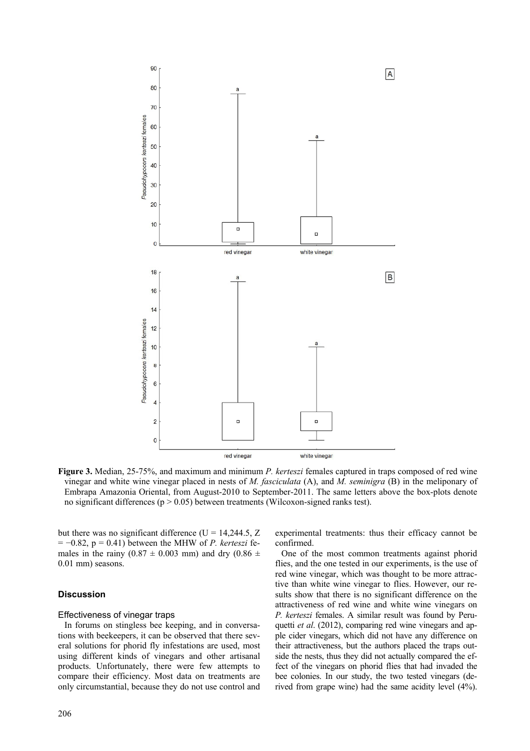**Figure 3.** Median, 25-75%, and maximum and minimum *P. kerteszi* females captured in traps composed of red wine vinegar and white wine vinegar placed in nests of *M. fasciculata* (A), and *M. seminigra* (B) in the meliponary of Embrapa Amazonia Oriental, from August-2010 to September-2011. The same letters above the box-plots denote no significant differences ($p > 0.05$) between treatments (Wilcoxon-signed ranks test).

but there was no significant difference ($U = 14{,}244.5$, $Z = -0.82$, $p = 0.41$) between the MHW of *P. kerteszi* females in the rainy ($0.87 \pm 0.003$ mm) and dry ($0.86 \pm 0.01$ mm) seasons.

## Discussion

### Effectiveness of vinegar traps

In forums on stingless bee keeping, and in conversations with beekeepers, it can be observed that there several solutions for phorid fly infestations are used, most using different kinds of vinegars and other artisanal products. Unfortunately, there were few attempts to compare their efficiency. Most data on treatments are only circumstantial, because they do not use control and experimental treatments: thus their efficacy cannot be confirmed.

One of the most common treatments against phorid flies, and the one tested in our experiments, is the use of red wine vinegar, which was thought to be more attractive than white wine vinegar to flies. However, our results show that there is no significant difference on the attractiveness of red wine and white wine vinegars on *P. kerteszi* females. A similar result was found by Peruquetti *et al*. (2012), comparing red wine vinegars and apple cider vinegars, which did not have any difference on their attractiveness, but the authors placed the traps outside the nests, thus they did not actually compared the effect of the vinegars on phorid flies that had invaded the bee colonies. In our study, the two tested vinegars (derived from grape wine) had the same acidity level (4%).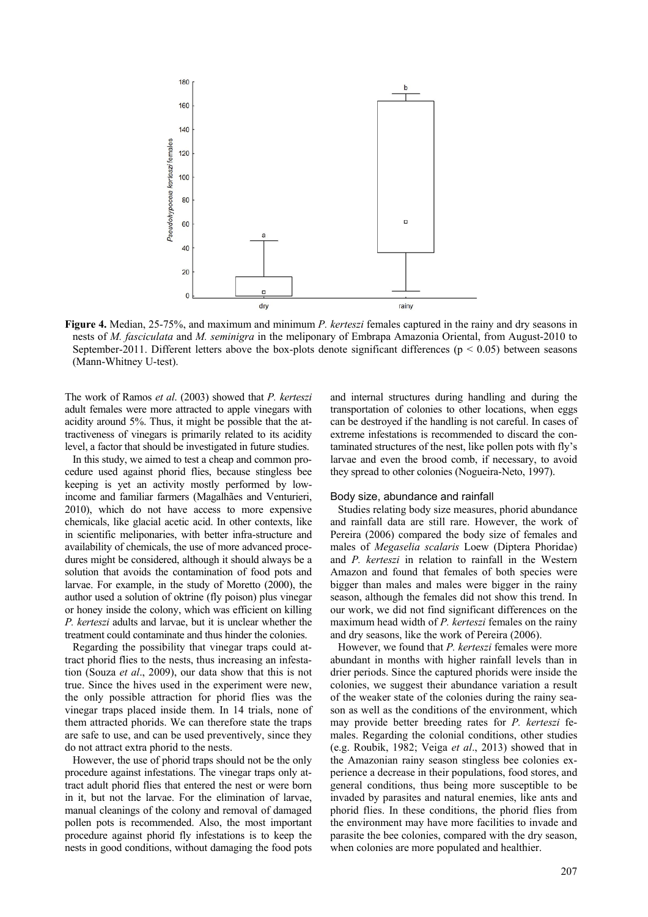**Figure 4.** Median, 25-75%, and maximum and minimum *P. kerteszi* females captured in the rainy and dry seasons in nests of *M. fasciculata* and *M. seminigra* in the meliponary of Embrapa Amazonia Oriental, from August-2010 to September-2011. Different letters above the box-plots denote significant differences ($p < 0.05$) between seasons (Mann-Whitney U-test).

The work of Ramos *et al*. (2003) showed that *P. kerteszi* adult females were more attracted to apple vinegars with acidity around 5%. Thus, it might be possible that the attractiveness of vinegars is primarily related to its acidity level, a factor that should be investigated in future studies.

In this study, we aimed to test a cheap and common procedure used against phorid flies, because stingless bee keeping is yet an activity mostly performed by low-income and familiar farmers (Magalhães and Venturieri, 2010), which do not have access to more expensive chemicals, like glacial acetic acid. In other contexts, like in scientific meliponaries, with better infra-structure and availability of chemicals, the use of more advanced procedures might be considered, although it should always be a solution that avoids the contamination of food pots and larvae. For example, in the study of Moretto (2000), the author used a solution of oktrine (fly poison) plus vinegar or honey inside the colony, which was efficient on killing *P. kerteszi* adults and larvae, but it is unclear whether the treatment could contaminate and thus hinder the colonies.

Regarding the possibility that vinegar traps could attract phorid flies to the nests, thus increasing an infestation (Souza *et al*., 2009), our data show that this is not true. Since the hives used in the experiment were new, the only possible attraction for phorid flies was the vinegar traps placed inside them. In 14 trials, none of them attracted phorids. We can therefore state the traps are safe to use, and can be used preventively, since they do not attract extra phorid to the nests.

However, the use of phorid traps should not be the only procedure against infestations. The vinegar traps only attract adult phorid flies that entered the nest or were born in it, but not the larvae. For the elimination of larvae, manual cleanings of the colony and removal of damaged pollen pots is recommended. Also, the most important procedure against phorid fly infestations is to keep the nests in good conditions, without damaging the food pots and internal structures during handling and during the transportation of colonies to other locations, when eggs can be destroyed if the handling is not careful. In cases of extreme infestations is recommended to discard the contaminated structures of the nest, like pollen pots with fly's larvae and even the brood comb, if necessary, to avoid they spread to other colonies (Nogueira-Neto, 1997).

### Body size, abundance and rainfall

Studies relating body size measures, phorid abundance and rainfall data are still rare. However, the work of Pereira (2006) compared the body size of females and males of *Megaselia scalaris* Loew (Diptera Phoridae) and *P. kerteszi* in relation to rainfall in the Western Amazon and found that females of both species were bigger than males and males were bigger in the rainy season, although the females did not show this trend. In our work, we did not find significant differences on the maximum head width of *P. kerteszi* females on the rainy and dry seasons, like the work of Pereira (2006).

However, we found that *P. kerteszi* females were more abundant in months with higher rainfall levels than in drier periods. Since the captured phorids were inside the colonies, we suggest their abundance variation a result of the weaker state of the colonies during the rainy season as well as the conditions of the environment, which may provide better breeding rates for *P. kerteszi* females. Regarding the colonial conditions, other studies (e.g. Roubik, 1982; Veiga *et al*., 2013) showed that in the Amazonian rainy season stingless bee colonies experience a decrease in their populations, food stores, and general conditions, thus being more susceptible to be invaded by parasites and natural enemies, like ants and phorid flies. In these conditions, the phorid flies from the environment may have more facilities to invade and parasite the bee colonies, compared with the dry season, when colonies are more populated and healthier.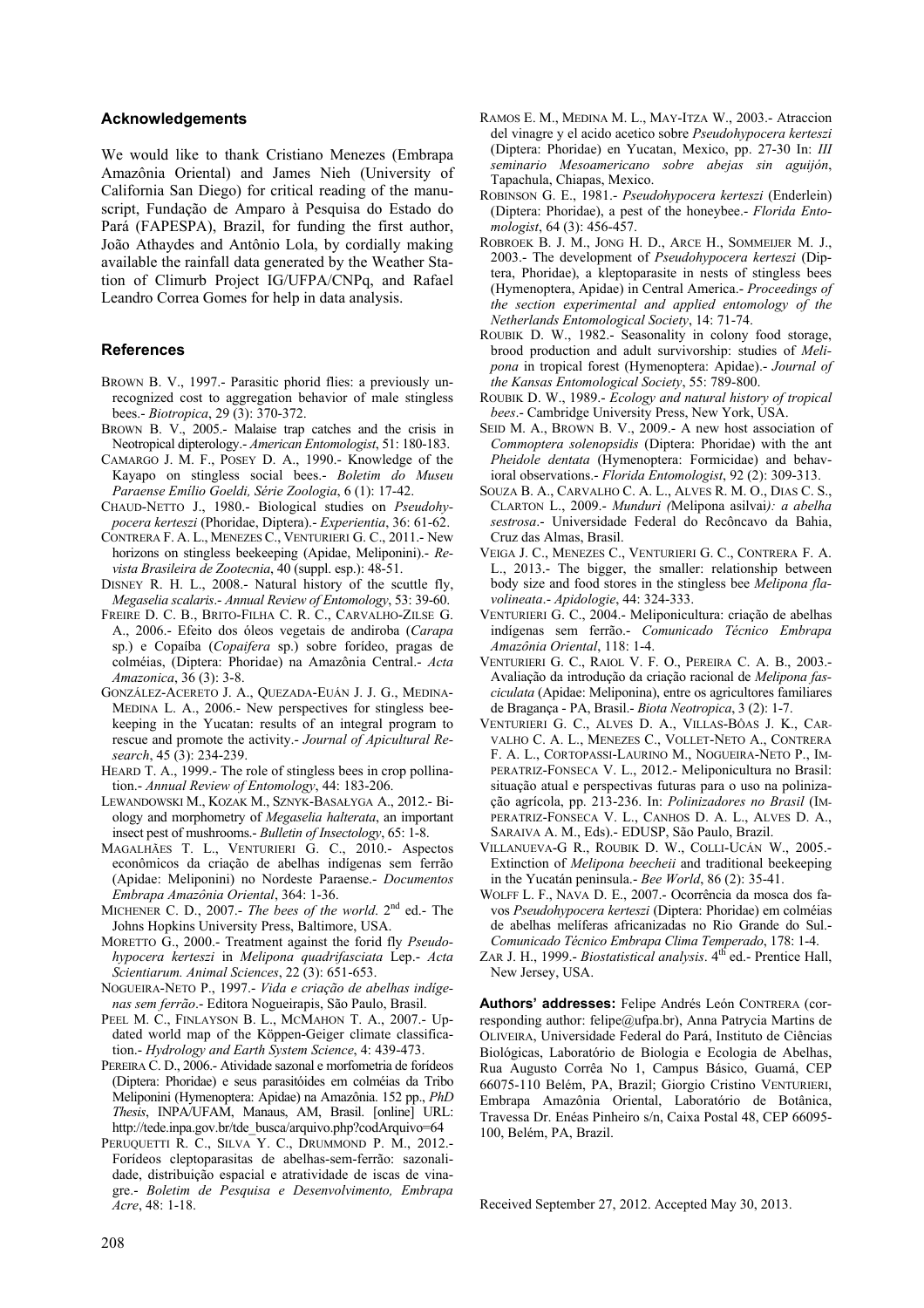## Acknowledgements

We would like to thank Cristiano Menezes (Embrapa Amazônia Oriental) and James Nieh (University of California San Diego) for critical reading of the manuscript, Fundação de Amparo à Pesquisa do Estado do Pará (FAPESPA), Brazil, for funding the first author, João Athaydes and Antônio Lola, by cordially making available the rainfall data generated by the Weather Station of Climurb Project IG/UFPA/CNPq, and Rafael Leandro Correa Gomes for help in data analysis.

## References

BROWN B. V., 1997.- Parasitic phorid flies: a previously unrecognized cost to aggregation behavior of male stingless bees.- *Biotropica*, 29 (3): 370-372.

BROWN B. V., 2005.- Malaise trap catches and the crisis in Neotropical dipterology.- *American Entomologist*, 51: 180-183.

CAMARGO J. M. F., POSEY D. A., 1990.- Knowledge of the Kayapo on stingless social bees.- *Boletim do Museu Paraense Emílio Goeldi, Série Zoologia*, 6 (1): 17-42.

CHAUD-NETTO J., 1980.- Biological studies on *Pseudohypocera kerteszi* (Phoridae, Diptera).- *Experientia*, 36: 61-62.

CONTRERA F. A. L., MENEZES C., VENTURIERI G. C., 2011.- New horizons on stingless beekeeping (Apidae, Meliponini).- *Revista Brasileira de Zootecnia*, 40 (suppl. esp.): 48-51.

DISNEY R. H. L., 2008.- Natural history of the scuttle fly, *Megaselia scalaris*.- *Annual Review of Entomology*, 53: 39-60.

FREIRE D. C. B., BRITO-FILHA C. R. C., CARVALHO-ZILSE G. A., 2006.- Efeito dos óleos vegetais de andiroba (*Carapa* sp.) e Copaíba (*Copaifera* sp.) sobre forídeo, pragas de colméias, (Diptera: Phoridae) na Amazônia Central.- *Acta Amazonica*, 36 (3): 3-8.

GONZÁLEZ-ACERETO J. A., QUEZADA-EUÁN J. J. G., MEDINA-MEDINA L. A., 2006.- New perspectives for stingless beekeeping in the Yucatan: results of an integral program to rescue and promote the activity.- *Journal of Apicultural Research*, 45 (3): 234-239.

HEARD T. A., 1999.- The role of stingless bees in crop pollination.- *Annual Review of Entomology*, 44: 183-206.

LEWANDOWSKI M., KOZAK M., SZNYK-BASAŁYGA A., 2012.- Biology and morphometry of *Megaselia halterata*, an important insect pest of mushrooms.- *Bulletin of Insectology*, 65: 1-8.

MAGALHÃES T. L., VENTURIERI G. C., 2010.- Aspectos econômicos da criação de abelhas indígenas sem ferrão (Apidae: Meliponini) no Nordeste Paraense.- *Documentos Embrapa Amazônia Oriental*, 364: 1-36.

MICHENER C. D., 2007.- *The bees of the world*. 2nd ed.- The Johns Hopkins University Press, Baltimore, USA.

MORETTO G., 2000.- Treatment against the forid fly *Pseudohypocera kerteszi* in *Melipona quadrifasciata* Lep.- *Acta Scientiarum. Animal Sciences*, 22 (3): 651-653.

NOGUEIRA-NETO P., 1997.- *Vida e criação de abelhas indígenas sem ferrão*.- Editora Nogueirapis, São Paulo, Brasil.

PEEL M. C., FINLAYSON B. L., MCMAHON T. A., 2007.- Updated world map of the Köppen-Geiger climate classification.- *Hydrology and Earth System Science*, 4: 439-473.

PEREIRA C. D., 2006.- Atividade sazonal e morfometria de forídeos (Diptera: Phoridae) e seus parasitóides em colméias da Tribo Meliponini (Hymenoptera: Apidae) na Amazônia. 152 pp., *PhD Thesis*, INPA/UFAM, Manaus, AM, Brasil. [online] URL: http://tede.inpa.gov.br/tde_busca/arquivo.php?codArquivo=64

PERUQUETTI R. C., SILVA Y. C., DRUMMOND P. M., 2012.- Forídeos cleptoparasitas de abelhas-sem-ferrão: sazonalidade, distribuição espacial e atratividade de iscas de vinagre.- *Boletim de Pesquisa e Desenvolvimento, Embrapa Acre*, 48: 1-18.

RAMOS E. M., MEDINA M. L., MAY-ITZA W., 2003.- Atraccion del vinagre y el acido acetico sobre *Pseudohypocera kerteszi* (Diptera: Phoridae) en Yucatan, Mexico, pp. 27-30 In: *III seminario Mesoamericano sobre abejas sin aguijón*, Tapachula, Chiapas, Mexico.

ROBINSON G. E., 1981.- *Pseudohypocera kerteszi* (Enderlein) (Diptera: Phoridae), a pest of the honeybee.- *Florida Entomologist*, 64 (3): 456-457.

ROBROEK B. J. M., JONG H. D., ARCE H., SOMMEIJER M. J., 2003.- The development of *Pseudohypocera kerteszi* (Diptera, Phoridae), a kleptoparasite in nests of stingless bees (Hymenoptera, Apidae) in Central America.- *Proceedings of the section experimental and applied entomology of the Netherlands Entomological Society*, 14: 71-74.

ROUBIK D. W., 1982.- Seasonality in colony food storage, brood production and adult survivorship: studies of *Melipona* in tropical forest (Hymenoptera: Apidae).- *Journal of the Kansas Entomological Society*, 55: 789-800.

ROUBIK D. W., 1989.- *Ecology and natural history of tropical bees*.- Cambridge University Press, New York, USA.

SEID M. A., BROWN B. V., 2009.- A new host association of *Commoptera solenopsidis* (Diptera: Phoridae) with the ant *Pheidole dentata* (Hymenoptera: Formicidae) and behavioral observations.- *Florida Entomologist*, 92 (2): 309-313.

SOUZA B. A., CARVALHO C. A. L., ALVES R. M. O., DIAS C. S., CLARTON L., 2009.- *Munduri (*Melipona asilvai*): a abelha sestrosa*.- Universidade Federal do Recôncavo da Bahia, Cruz das Almas, Brasil.

VEIGA J. C., MENEZES C., VENTURIERI G. C., CONTRERA F. A. L., 2013.- The bigger, the smaller: relationship between body size and food stores in the stingless bee *Melipona flavolineata*.- *Apidologie*, 44: 324-333.

VENTURIERI G. C., 2004.- Meliponicultura: criação de abelhas indígenas sem ferrão.- *Comunicado Técnico Embrapa Amazônia Oriental*, 118: 1-4.

VENTURIERI G. C., RAIOL V. F. O., PEREIRA C. A. B., 2003.- Avaliação da introdução da criação racional de *Melipona fasciculata* (Apidae: Meliponina), entre os agricultores familiares de Bragança - PA, Brasil.- *Biota Neotropica*, 3 (2): 1-7.

VENTURIERI G. C., ALVES D. A., VILLAS-BÔAS J. K., CARVALHO C. A. L., MENEZES C., VOLLET-NETO A., CONTRERA F. A. L., CORTOPASSI-LAURINO M., NOGUEIRA-NETO P., IMPERATRIZ-FONSECA V. L., 2012.- Meliponicultura no Brasil: situação atual e perspectivas futuras para o uso na polinização agrícola, pp. 213-236. In: *Polinizadores no Brasil* (IMPERATRIZ-FONSECA V. L., CANHOS D. A. L., ALVES D. A., SARAIVA A. M., Eds).- EDUSP, São Paulo, Brazil.

VILLANUEVA-G R., ROUBIK D. W., COLLI-UCÁN W., 2005.- Extinction of *Melipona beecheii* and traditional beekeeping in the Yucatán peninsula.- *Bee World*, 86 (2): 35-41.

WOLFF L. F., NAVA D. E., 2007.- Ocorrência da mosca dos favos *Pseudohypocera kerteszi* (Diptera: Phoridae) em colméias de abelhas melíferas africanizadas no Rio Grande do Sul.- *Comunicado Técnico Embrapa Clima Temperado*, 178: 1-4.

ZAR J. H., 1999.- *Biostatistical analysis*. 4th ed.- Prentice Hall, New Jersey, USA.

**Authors' addresses:** Felipe Andrés León CONTRERA (corresponding author: felipe@ufpa.br), Anna Patrycia Martins de OLIVEIRA, Universidade Federal do Pará, Instituto de Ciências Biológicas, Laboratório de Biologia e Ecologia de Abelhas, Rua Augusto Corrêa No 1, Campus Básico, Guamá, CEP 66075-110 Belém, PA, Brazil; Giorgio Cristino VENTURIERI, Embrapa Amazônia Oriental, Laboratório de Botânica, Travessa Dr. Enéas Pinheiro s/n, Caixa Postal 48, CEP 66095-100, Belém, PA, Brazil.

Received September 27, 2012. Accepted May 30, 2013.